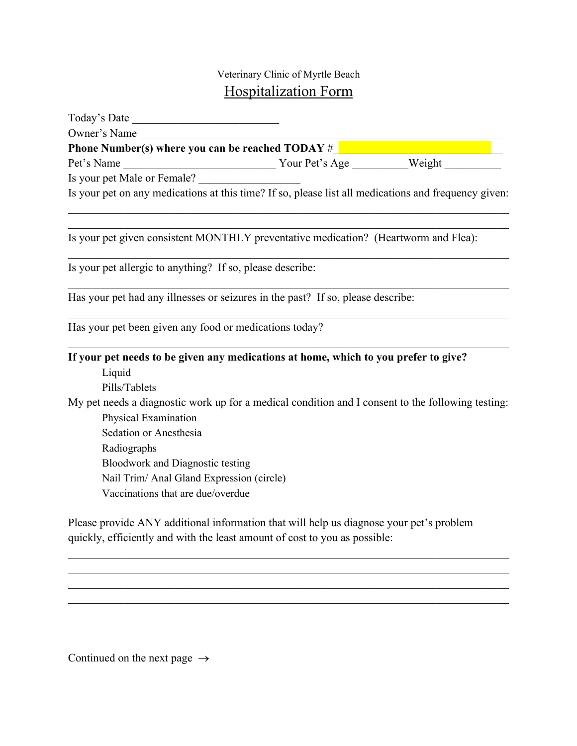Veterinary Clinic of Myrtle Beach

# Hospitalization Form

Today's Date ___________________________

Owner's Name ___________________________________________________________________

**Phone Number(s) where you can be reached TODAY #** ______________________________

Pet's Name ____________________________ Your Pet's Age __________Weight __________

Is your pet Male or Female? __________________

Is your pet on any medications at this time? If so, please list all medications and frequency given:

________________________________________________________________________________

________________________________________________________________________________

Is your pet given consistent MONTHLY preventative medication? (Heartworm and Flea):

________________________________________________________________________________

Is your pet allergic to anything? If so, please describe:

________________________________________________________________________________

Has your pet had any illnesses or seizures in the past? If so, please describe:

________________________________________________________________________________

Has your pet been given any food or medications today?

________________________________________________________________________________

**If your pet needs to be given any medications at home, which to you prefer to give?**

- Liquid
- Pills/Tablets

My pet needs a diagnostic work up for a medical condition and I consent to the following testing:

- Physical Examination
- Sedation or Anesthesia
- Radiographs
- Bloodwork and Diagnostic testing
- Nail Trim/ Anal Gland Expression (circle)
- Vaccinations that are due/overdue

Please provide ANY additional information that will help us diagnose your pet's problem quickly, efficiently and with the least amount of cost to you as possible:

________________________________________________________________________________

________________________________________________________________________________

________________________________________________________________________________

________________________________________________________________________________

Continued on the next page →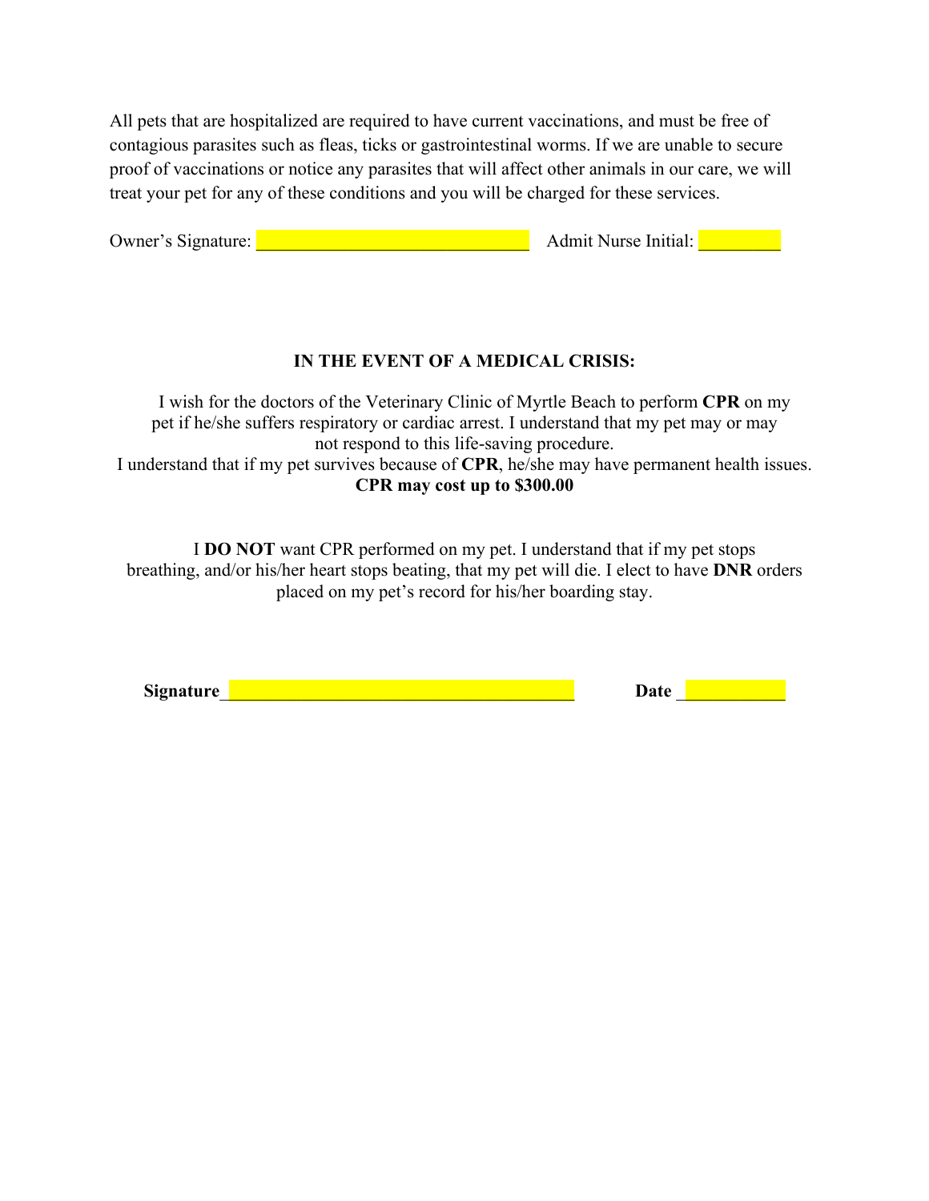All pets that are hospitalized are required to have current vaccinations, and must be free of contagious parasites such as fleas, ticks or gastrointestinal worms. If we are unable to secure proof of vaccinations or notice any parasites that will affect other animals in our care, we will treat your pet for any of these conditions and you will be charged for these services.

Owner's Signature: ______________________________ Admit Nurse Initial: _________

**IN THE EVENT OF A MEDICAL CRISIS:**

I wish for the doctors of the Veterinary Clinic of Myrtle Beach to perform **CPR** on my pet if he/she suffers respiratory or cardiac arrest. I understand that my pet may or may not respond to this life-saving procedure.
I understand that if my pet survives because of **CPR**, he/she may have permanent health issues.
**CPR may cost up to $300.00**

I **DO NOT** want CPR performed on my pet. I understand that if my pet stops breathing, and/or his/her heart stops beating, that my pet will die. I elect to have **DNR** orders placed on my pet's record for his/her boarding stay.

**Signature**______________________________________ **Date** ___________